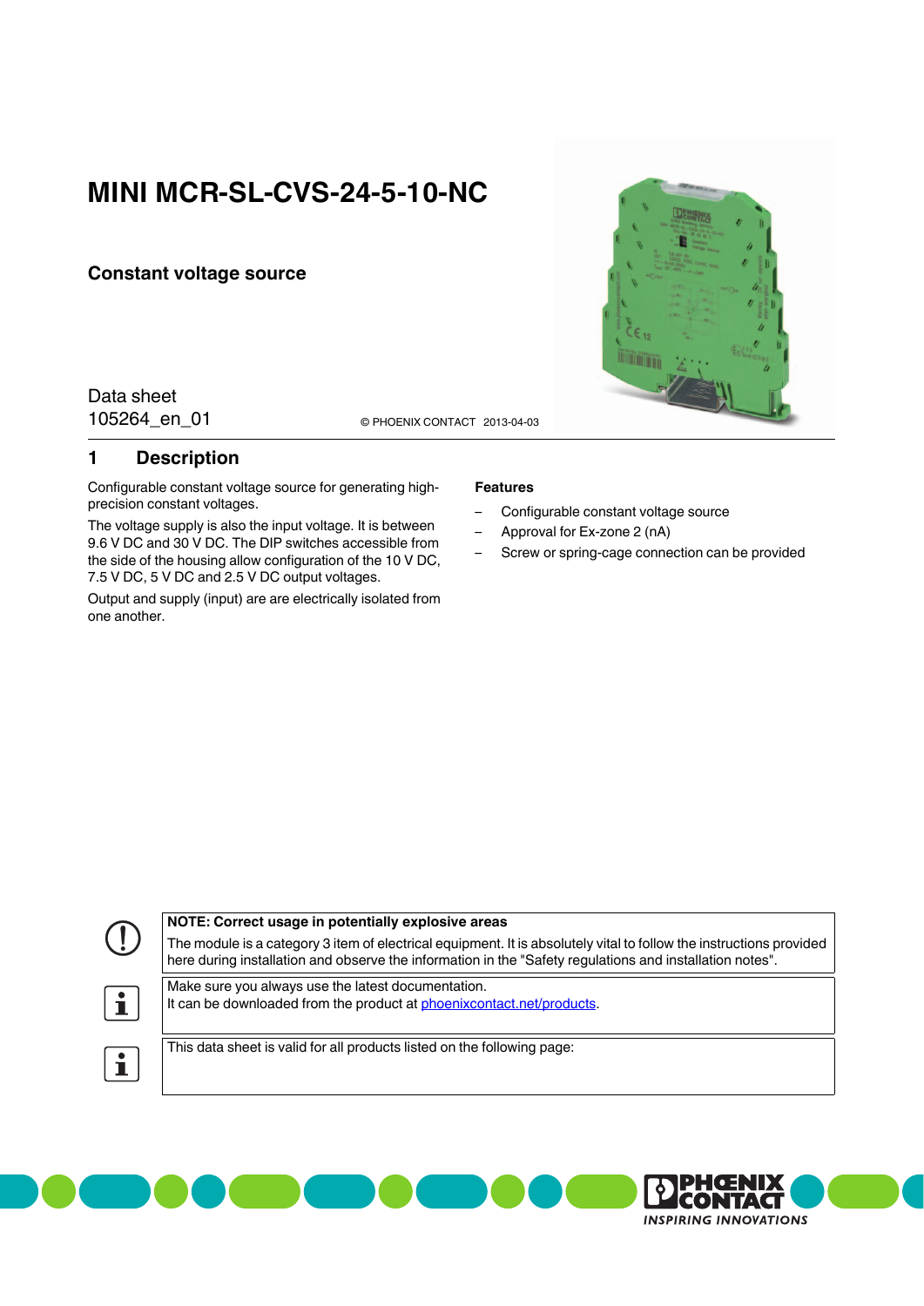# MINI MCR-SL-CVS-24-5-10-NC

## Constant voltage source

Data sheet
105264_en_01

© PHOENIX CONTACT 2013-04-03

## 1 Description

Configurable constant voltage source for generating high-precision constant voltages.

The voltage supply is also the input voltage. It is between 9.6 V DC and 30 V DC. The DIP switches accessible from the side of the housing allow configuration of the 10 V DC, 7.5 V DC, 5 V DC and 2.5 V DC output voltages.

Output and supply (input) are are electrically isolated from one another.

**Features**

- Configurable constant voltage source
- Approval for Ex-zone 2 (nA)
- Screw or spring-cage connection can be provided

**NOTE: Correct usage in potentially explosive areas**

The module is a category 3 item of electrical equipment. It is absolutely vital to follow the instructions provided here during installation and observe the information in the "Safety regulations and installation notes".

Make sure you always use the latest documentation.
It can be downloaded from the product at phoenixcontact.net/products.

This data sheet is valid for all products listed on the following page: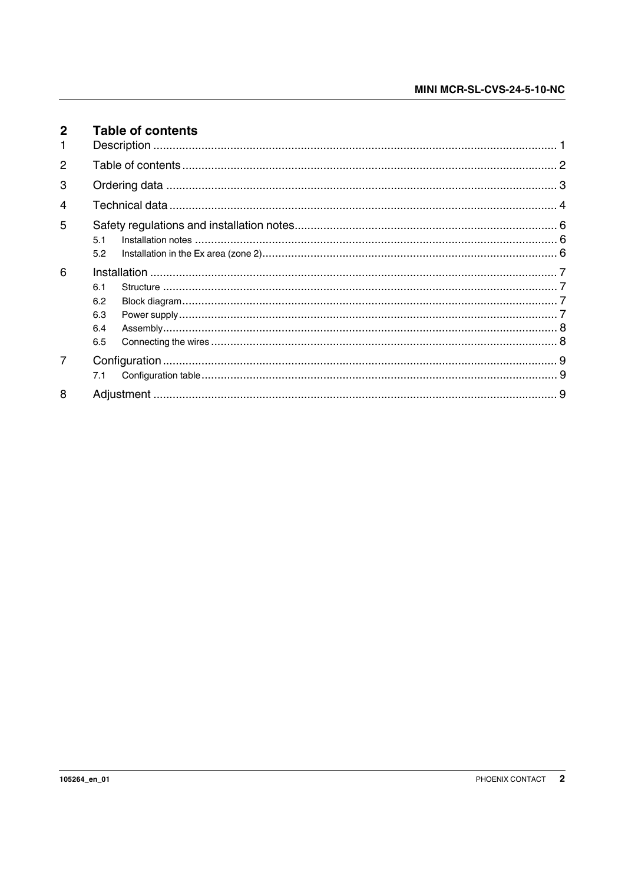## 2 Table of contents

| | | |
|---|---|---|
| 1 | Description | 1 |
| 2 | Table of contents | 2 |
| 3 | Ordering data | 3 |
| 4 | Technical data | 4 |
| 5 | Safety regulations and installation notes | 6 |
| 5.1 | Installation notes | 6 |
| 5.2 | Installation in the Ex area (zone 2) | 6 |
| 6 | Installation | 7 |
| 6.1 | Structure | 7 |
| 6.2 | Block diagram | 7 |
| 6.3 | Power supply | 7 |
| 6.4 | Assembly | 8 |
| 6.5 | Connecting the wires | 8 |
| 7 | Configuration | 9 |
| 7.1 | Configuration table | 9 |
| 8 | Adjustment | 9 |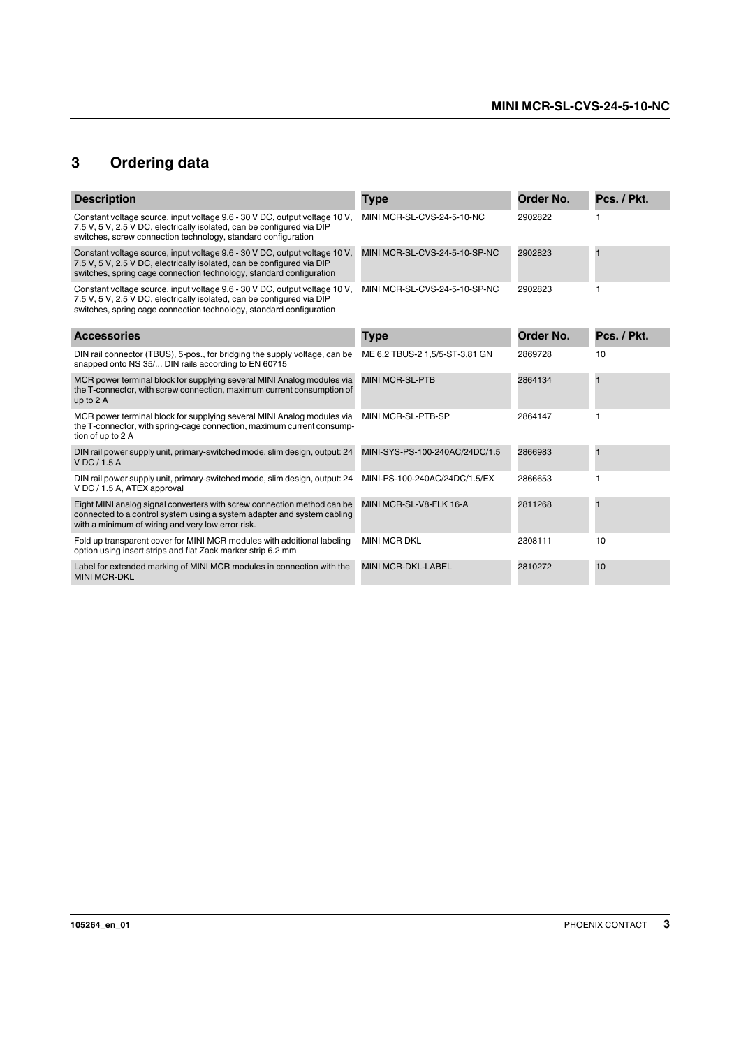# 3 Ordering data

| Description | Type | Order No. | Pcs. / Pkt. |
|---|---|---|---|
| Constant voltage source, input voltage 9.6 - 30 V DC, output voltage 10 V, 7.5 V, 5 V, 2.5 V DC, electrically isolated, can be configured via DIP switches, screw connection technology, standard configuration | MINI MCR-SL-CVS-24-5-10-NC | 2902822 | 1 |
| Constant voltage source, input voltage 9.6 - 30 V DC, output voltage 10 V, 7.5 V, 5 V, 2.5 V DC, electrically isolated, can be configured via DIP switches, spring cage connection technology, standard configuration | MINI MCR-SL-CVS-24-5-10-SP-NC | 2902823 | 1 |
| Constant voltage source, input voltage 9.6 - 30 V DC, output voltage 10 V, 7.5 V, 5 V, 2.5 V DC, electrically isolated, can be configured via DIP switches, spring cage connection technology, standard configuration | MINI MCR-SL-CVS-24-5-10-SP-NC | 2902823 | 1 |

| Accessories | Type | Order No. | Pcs. / Pkt. |
|---|---|---|---|
| DIN rail connector (TBUS), 5-pos., for bridging the supply voltage, can be snapped onto NS 35/... DIN rails according to EN 60715 | ME 6,2 TBUS-2 1,5/5-ST-3,81 GN | 2869728 | 10 |
| MCR power terminal block for supplying several MINI Analog modules via the T-connector, with screw connection, maximum current consumption of up to 2 A | MINI MCR-SL-PTB | 2864134 | 1 |
| MCR power terminal block for supplying several MINI Analog modules via the T-connector, with spring-cage connection, maximum current consumption of up to 2 A | MINI MCR-SL-PTB-SP | 2864147 | 1 |
| DIN rail power supply unit, primary-switched mode, slim design, output: 24 V DC / 1.5 A | MINI-SYS-PS-100-240AC/24DC/1.5 | 2866983 | 1 |
| DIN rail power supply unit, primary-switched mode, slim design, output: 24 V DC / 1.5 A, ATEX approval | MINI-PS-100-240AC/24DC/1.5/EX | 2866653 | 1 |
| Eight MINI analog signal converters with screw connection method can be connected to a control system using a system adapter and system cabling with a minimum of wiring and very low error risk. | MINI MCR-SL-V8-FLK 16-A | 2811268 | 1 |
| Fold up transparent cover for MINI MCR modules with additional labeling option using insert strips and flat Zack marker strip 6.2 mm | MINI MCR DKL | 2308111 | 10 |
| Label for extended marking of MINI MCR modules in connection with the MINI MCR-DKL | MINI MCR-DKL-LABEL | 2810272 | 10 |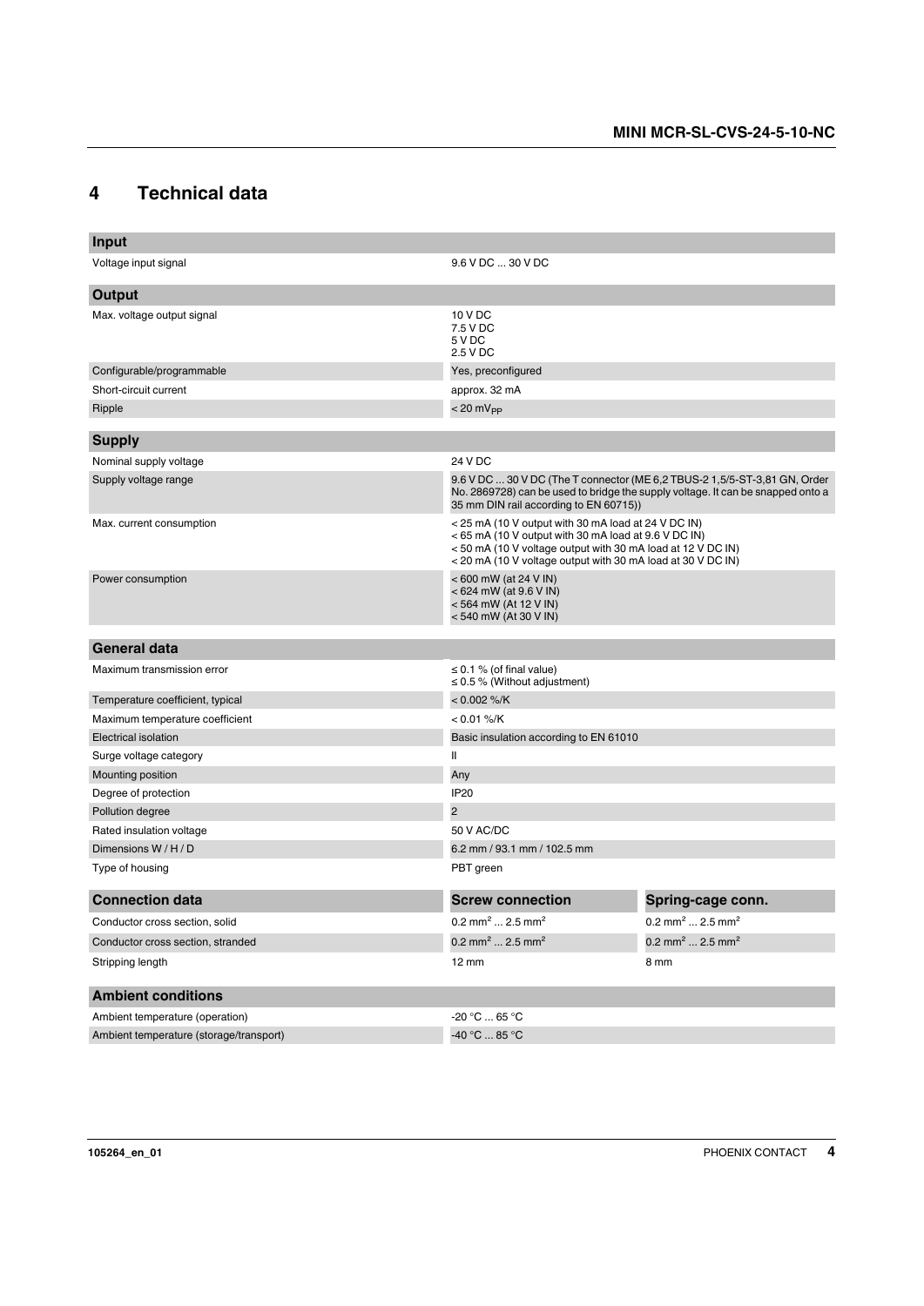# 4 Technical data

| Input | |
|---|---|
| Voltage input signal | 9.6 V DC ... 30 V DC |

| Output | |
|---|---|
| Max. voltage output signal | 10 V DC<br>7.5 V DC<br>5 V DC<br>2.5 V DC |
| Configurable/programmable | Yes, preconfigured |
| Short-circuit current | approx. 32 mA |
| Ripple | < 20 $mV_{PP}$ |

| Supply | |
|---|---|
| Nominal supply voltage | 24 V DC |
| Supply voltage range | 9.6 V DC ... 30 V DC (The T connector (ME 6,2 TBUS-2 1,5/5-ST-3,81 GN, Order No. 2869728) can be used to bridge the supply voltage. It can be snapped onto a 35 mm DIN rail according to EN 60715)) |
| Max. current consumption | < 25 mA (10 V output with 30 mA load at 24 V DC IN)<br>< 65 mA (10 V output with 30 mA load at 9.6 V DC IN)<br>< 50 mA (10 V voltage output with 30 mA load at 12 V DC IN)<br>< 20 mA (10 V voltage output with 30 mA load at 30 V DC IN) |
| Power consumption | < 600 mW (at 24 V IN)<br>< 624 mW (at 9.6 V IN)<br>< 564 mW (At 12 V IN)<br>< 540 mW (At 30 V IN) |

| General data | |
|---|---|
| Maximum transmission error | ≤ 0.1 % (of final value)<br>≤ 0.5 % (Without adjustment) |
| Temperature coefficient, typical | < 0.002 %/K |
| Maximum temperature coefficient | < 0.01 %/K |
| Electrical isolation | Basic insulation according to EN 61010 |
| Surge voltage category | II |
| Mounting position | Any |
| Degree of protection | IP20 |
| Pollution degree | 2 |
| Rated insulation voltage | 50 V AC/DC |
| Dimensions W / H / D | 6.2 mm / 93.1 mm / 102.5 mm |
| Type of housing | PBT green |

| Connection data | Screw connection | Spring-cage conn. |
|---|---|---|
| Conductor cross section, solid | 0.2 $mm^2$ ... 2.5 $mm^2$ | 0.2 $mm^2$ ... 2.5 $mm^2$ |
| Conductor cross section, stranded | 0.2 $mm^2$ ... 2.5 $mm^2$ | 0.2 $mm^2$ ... 2.5 $mm^2$ |
| Stripping length | 12 mm | 8 mm |

| Ambient conditions | |
|---|---|
| Ambient temperature (operation) | -20 °C ... 65 °C |
| Ambient temperature (storage/transport) | -40 °C ... 85 °C |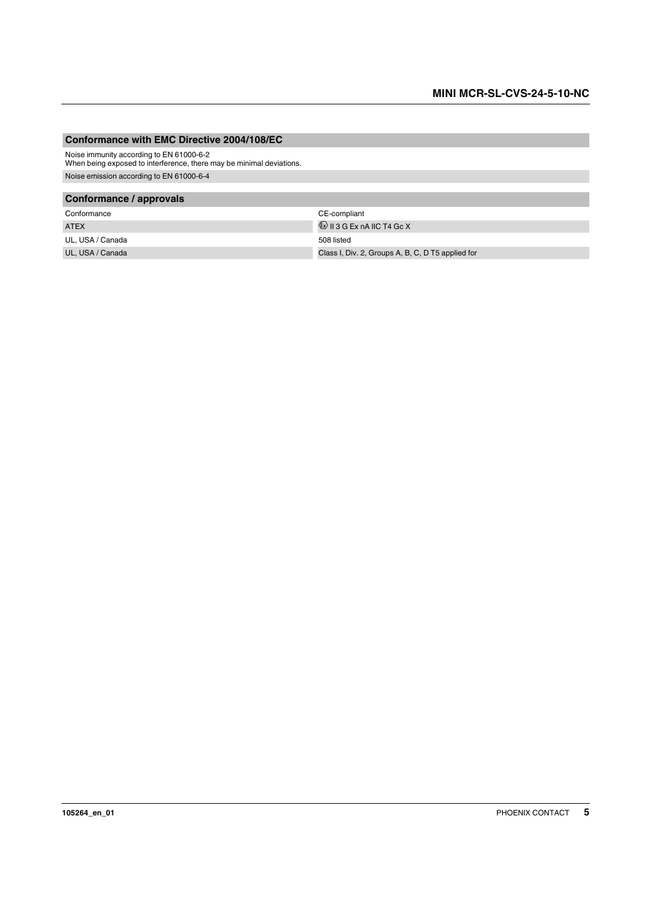## Conformance with EMC Directive 2004/108/EC

Noise immunity according to EN 61000-6-2
When being exposed to interference, there may be minimal deviations.

Noise emission according to EN 61000-6-4

## Conformance / approvals

| | |
|---|---|
| Conformance | CE-compliant |
| ATEX | Ⓔx II 3 G Ex nA IIC T4 Gc X |
| UL, USA / Canada | 508 listed |
| UL, USA / Canada | Class I, Div. 2, Groups A, B, C, D T5 applied for |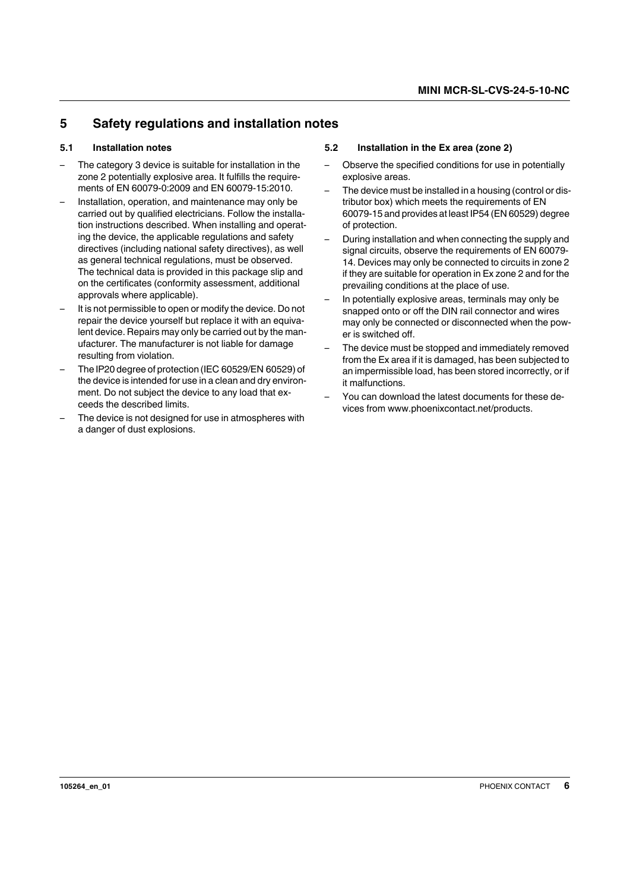## 5 Safety regulations and installation notes

### 5.1 Installation notes

- The category 3 device is suitable for installation in the zone 2 potentially explosive area. It fulfills the requirements of EN 60079-0:2009 and EN 60079-15:2010.
- Installation, operation, and maintenance may only be carried out by qualified electricians. Follow the installation instructions described. When installing and operating the device, the applicable regulations and safety directives (including national safety directives), as well as general technical regulations, must be observed. The technical data is provided in this package slip and on the certificates (conformity assessment, additional approvals where applicable).
- It is not permissible to open or modify the device. Do not repair the device yourself but replace it with an equivalent device. Repairs may only be carried out by the manufacturer. The manufacturer is not liable for damage resulting from violation.
- The IP20 degree of protection (IEC 60529/EN 60529) of the device is intended for use in a clean and dry environment. Do not subject the device to any load that exceeds the described limits.
- The device is not designed for use in atmospheres with a danger of dust explosions.

### 5.2 Installation in the Ex area (zone 2)

- Observe the specified conditions for use in potentially explosive areas.
- The device must be installed in a housing (control or distributor box) which meets the requirements of EN 60079-15 and provides at least IP54 (EN 60529) degree of protection.
- During installation and when connecting the supply and signal circuits, observe the requirements of EN 60079-14. Devices may only be connected to circuits in zone 2 if they are suitable for operation in Ex zone 2 and for the prevailing conditions at the place of use.
- In potentially explosive areas, terminals may only be snapped onto or off the DIN rail connector and wires may only be connected or disconnected when the power is switched off.
- The device must be stopped and immediately removed from the Ex area if it is damaged, has been subjected to an impermissible load, has been stored incorrectly, or if it malfunctions.
- You can download the latest documents for these devices from www.phoenixcontact.net/products.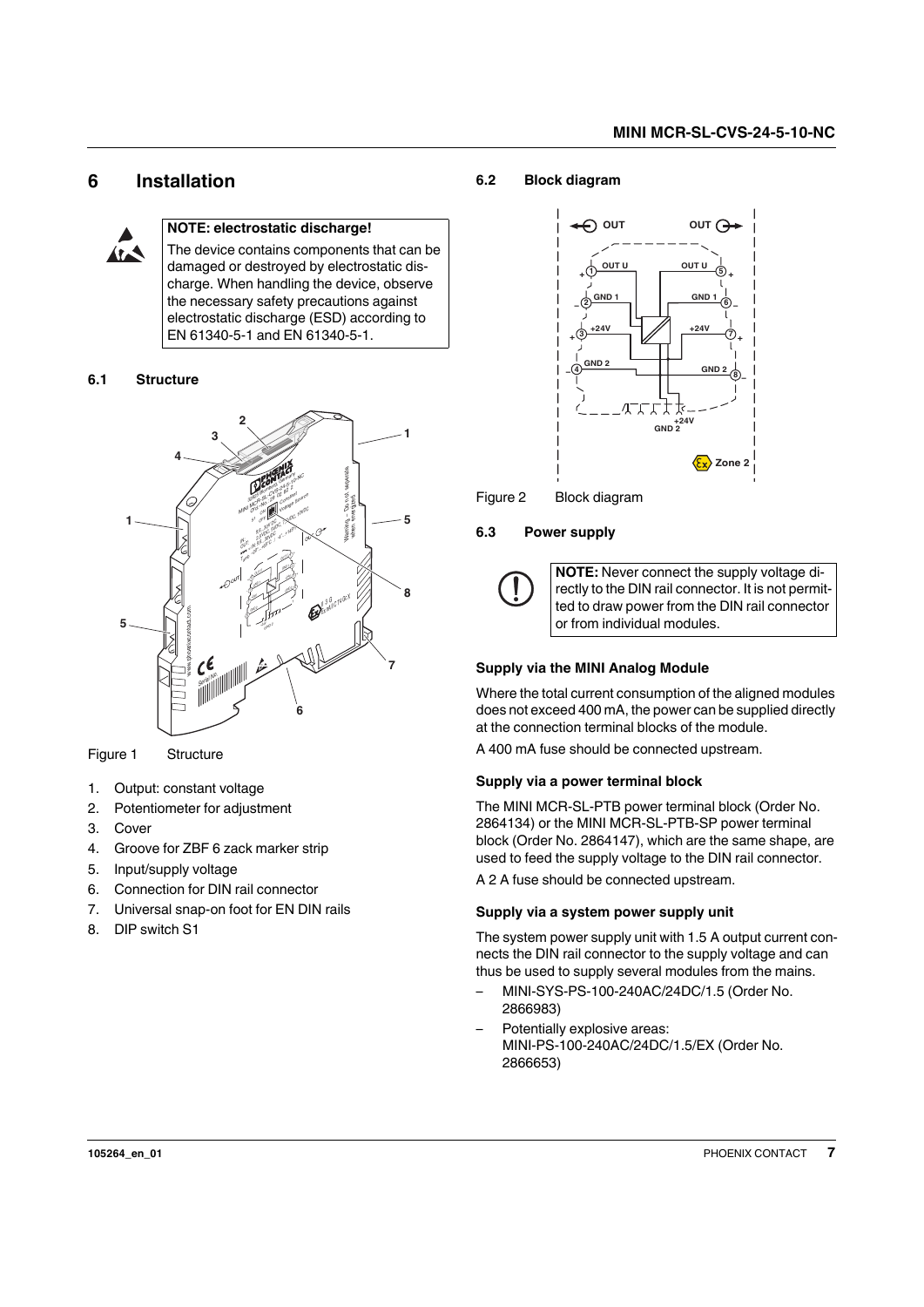# 6 Installation

**NOTE: electrostatic discharge!**
The device contains components that can be damaged or destroyed by electrostatic discharge. When handling the device, observe the necessary safety precautions against electrostatic discharge (ESD) according to EN 61340-5-1 and EN 61340-5-1.

## 6.1 Structure

Figure 1 Structure

1. Output: constant voltage
2. Potentiometer for adjustment
3. Cover
4. Groove for ZBF 6 zack marker strip
5. Input/supply voltage
6. Connection for DIN rail connector
7. Universal snap-on foot for EN DIN rails
8. DIP switch S1

## 6.2 Block diagram

Figure 2 Block diagram

## 6.3 Power supply

**NOTE:** Never connect the supply voltage directly to the DIN rail connector. It is not permitted to draw power from the DIN rail connector or from individual modules.

### Supply via the MINI Analog Module

Where the total current consumption of the aligned modules does not exceed 400 mA, the power can be supplied directly at the connection terminal blocks of the module.

A 400 mA fuse should be connected upstream.

### Supply via a power terminal block

The MINI MCR-SL-PTB power terminal block (Order No. 2864134) or the MINI MCR-SL-PTB-SP power terminal block (Order No. 2864147), which are the same shape, are used to feed the supply voltage to the DIN rail connector.

A 2 A fuse should be connected upstream.

### Supply via a system power supply unit

The system power supply unit with 1.5 A output current connects the DIN rail connector to the supply voltage and can thus be used to supply several modules from the mains.

- MINI-SYS-PS-100-240AC/24DC/1.5 (Order No. 2866983)
- Potentially explosive areas: MINI-PS-100-240AC/24DC/1.5/EX (Order No. 2866653)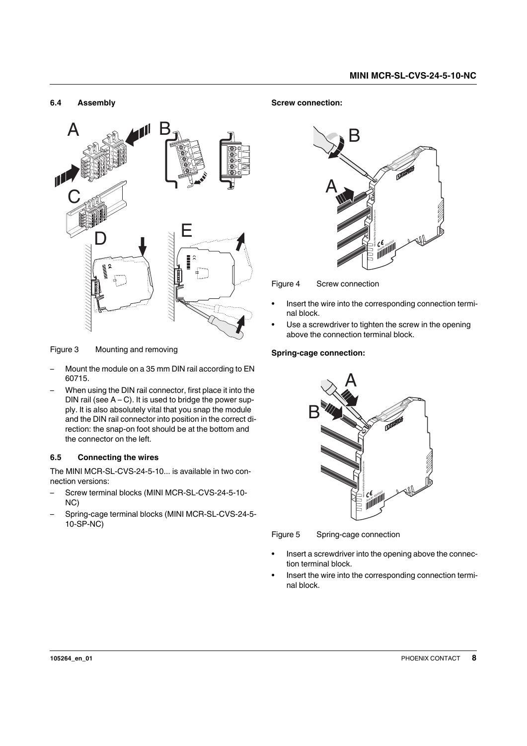### 6.4 Assembly

Figure 3 Mounting and removing

- Mount the module on a 35 mm DIN rail according to EN 60715.
- When using the DIN rail connector, first place it into the DIN rail (see A – C). It is used to bridge the power supply. It is also absolutely vital that you snap the module and the DIN rail connector into position in the correct direction: the snap-on foot should be at the bottom and the connector on the left.

### 6.5 Connecting the wires

The MINI MCR-SL-CVS-24-5-10... is available in two connection versions:

- Screw terminal blocks (MINI MCR-SL-CVS-24-5-10-NC)
- Spring-cage terminal blocks (MINI MCR-SL-CVS-24-5-10-SP-NC)

**Screw connection:**

Figure 4 Screw connection

- Insert the wire into the corresponding connection terminal block.
- Use a screwdriver to tighten the screw in the opening above the connection terminal block.

**Spring-cage connection:**

Figure 5 Spring-cage connection

- Insert a screwdriver into the opening above the connection terminal block.
- Insert the wire into the corresponding connection terminal block.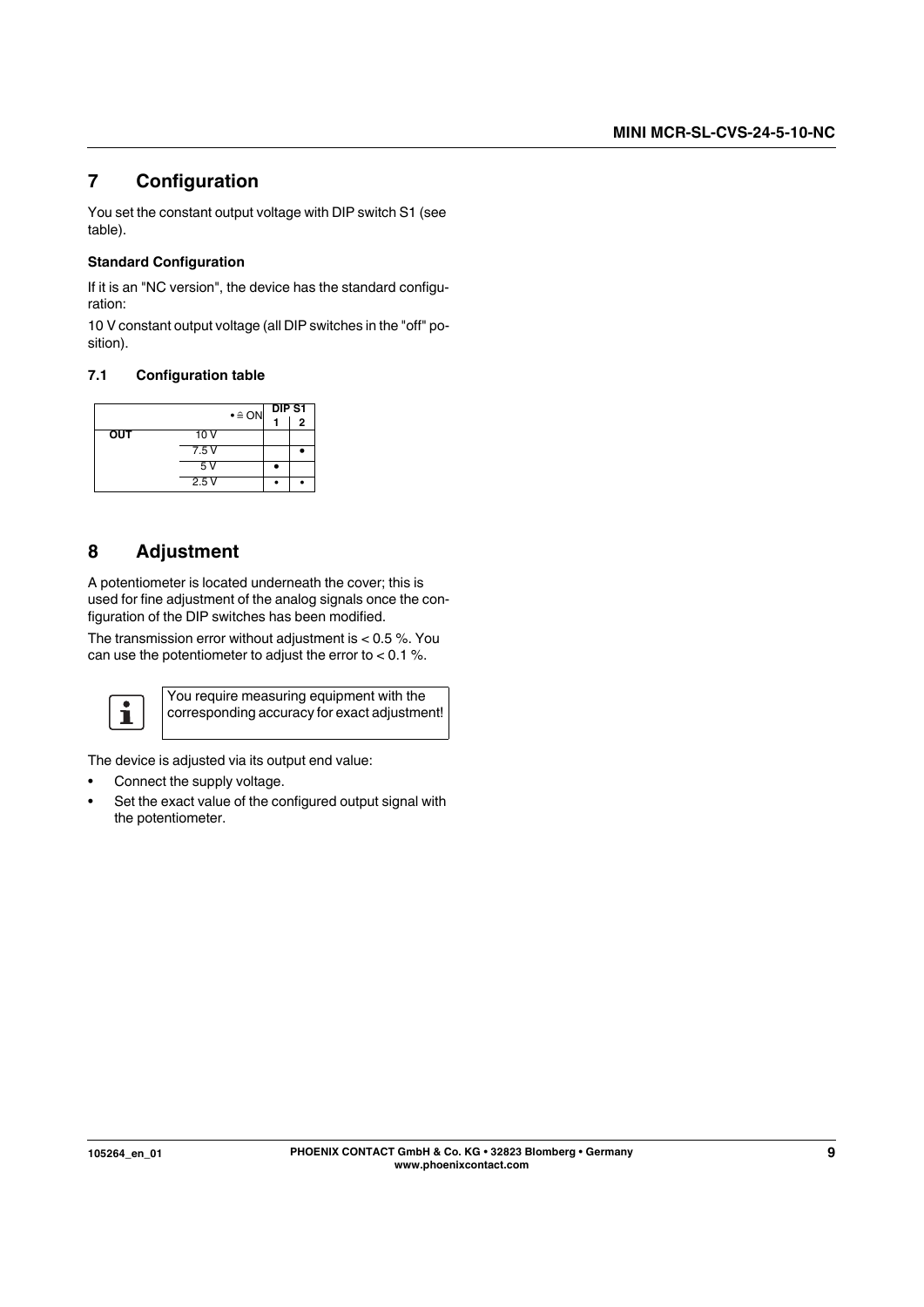# 7 Configuration

You set the constant output voltage with DIP switch S1 (see table).

### Standard Configuration

If it is an "NC version", the device has the standard configuration:

10 V constant output voltage (all DIP switches in the "off" position).

## 7.1 Configuration table

| | • ≙ ON | DIP S1 | |
|---|---|---|---|
| | | 1 | 2 |
| OUT | 10 V | | |
| | 7.5 V | | • |
| | 5 V | • | |
| | 2.5 V | • | • |

# 8 Adjustment

A potentiometer is located underneath the cover; this is used for fine adjustment of the analog signals once the configuration of the DIP switches has been modified.

The transmission error without adjustment is < 0.5 %. You can use the potentiometer to adjust the error to < 0.1 %.

> You require measuring equipment with the corresponding accuracy for exact adjustment!

The device is adjusted via its output end value:

- Connect the supply voltage.
- Set the exact value of the configured output signal with the potentiometer.